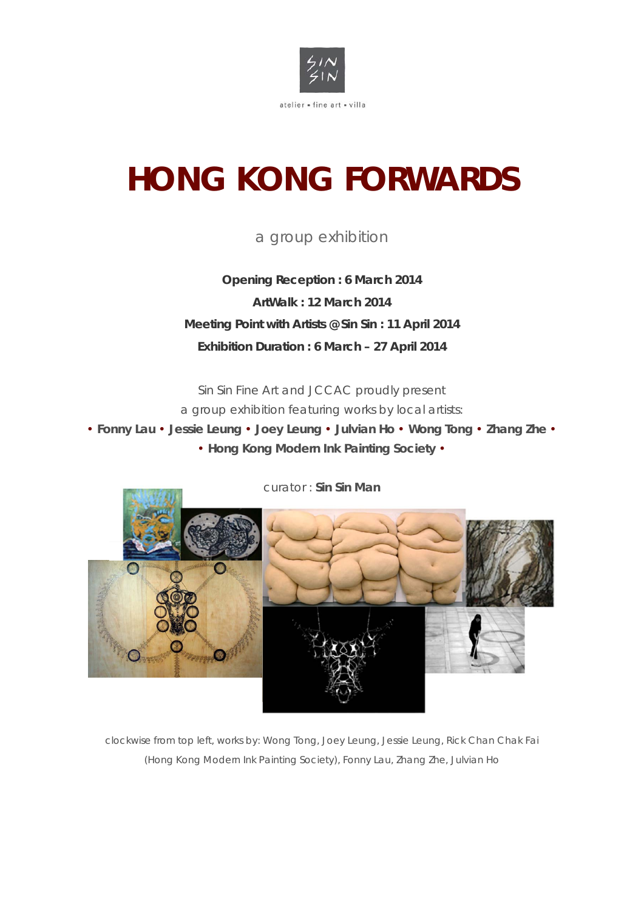atelier • fine art • villa

# HONG KONG FORWARDS

a group exhibition

**Opening Reception : 6 March 2014**

**ArtWalk : 12 March 2014**

**Meeting Point with Artists @ Sin Sin : 11 April 2014**

**Exhibition Duration : 6 March – 27 April 2014**

Sin Sin Fine Art and JCCAC proudly present
a group exhibition featuring works by local artists:

**• Fonny Lau • Jessie Leung • Joey Leung • Julvian Ho • Wong Tong • Zhang Zhe •**
**• Hong Kong Modern Ink Painting Society •**

curator : **Sin Sin Man**

clockwise from top left, works by: Wong Tong, Joey Leung, Jessie Leung, Rick Chan Chak Fai (Hong Kong Modern Ink Painting Society), Fonny Lau, Zhang Zhe, Julvian Ho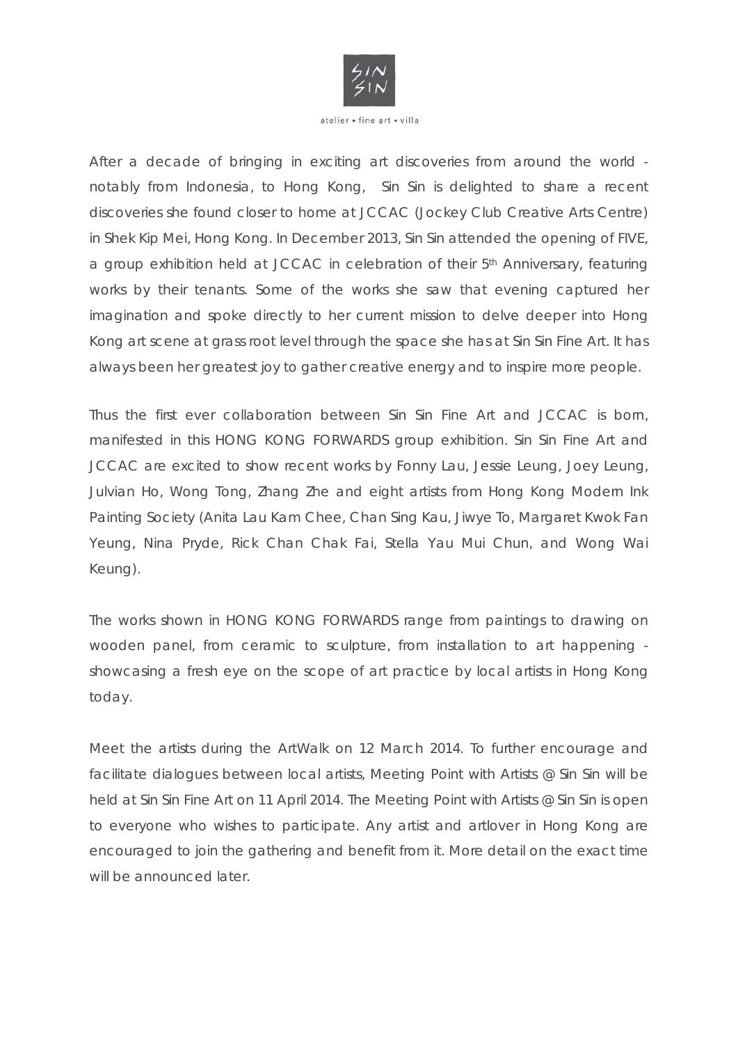After a decade of bringing in exciting art discoveries from around the world - notably from Indonesia, to Hong Kong, Sin Sin is delighted to share a recent discoveries she found closer to home at JCCAC (Jockey Club Creative Arts Centre) in Shek Kip Mei, Hong Kong. In December 2013, Sin Sin attended the opening of FIVE, a group exhibition held at JCCAC in celebration of their 5th Anniversary, featuring works by their tenants. Some of the works she saw that evening captured her imagination and spoke directly to her current mission to delve deeper into Hong Kong art scene at grass root level through the space she has at Sin Sin Fine Art. It has always been her greatest joy to gather creative energy and to inspire more people.

Thus the first ever collaboration between Sin Sin Fine Art and JCCAC is born, manifested in this HONG KONG FORWARDS group exhibition. Sin Sin Fine Art and JCCAC are excited to show recent works by Fonny Lau, Jessie Leung, Joey Leung, Julvian Ho, Wong Tong, Zhang Zhe and eight artists from Hong Kong Modern Ink Painting Society (Anita Lau Kam Chee, Chan Sing Kau, Jiwye To, Margaret Kwok Fan Yeung, Nina Pryde, Rick Chan Chak Fai, Stella Yau Mui Chun, and Wong Wai Keung).

The works shown in HONG KONG FORWARDS range from paintings to drawing on wooden panel, from ceramic to sculpture, from installation to art happening - showcasing a fresh eye on the scope of art practice by local artists in Hong Kong today.

Meet the artists during the ArtWalk on 12 March 2014. To further encourage and facilitate dialogues between local artists, Meeting Point with Artists @ Sin Sin will be held at Sin Sin Fine Art on 11 April 2014. The Meeting Point with Artists @ Sin Sin is open to everyone who wishes to participate. Any artist and artlover in Hong Kong are encouraged to join the gathering and benefit from it. More detail on the exact time will be announced later.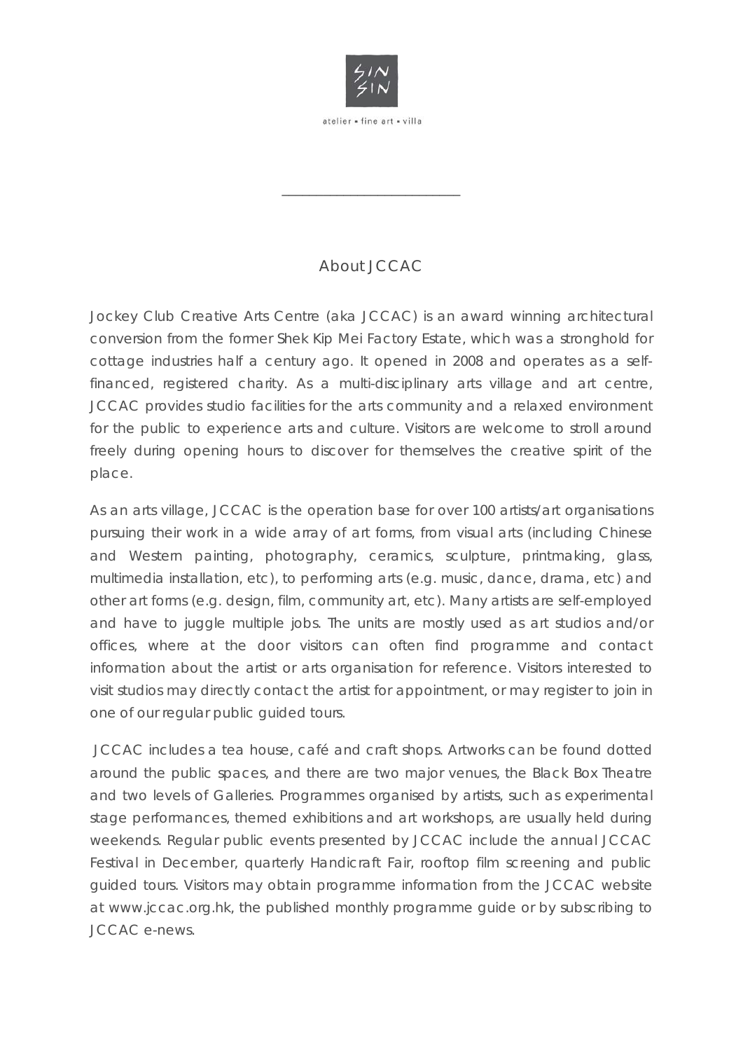## About JCCAC

Jockey Club Creative Arts Centre (aka JCCAC) is an award winning architectural conversion from the former Shek Kip Mei Factory Estate, which was a stronghold for cottage industries half a century ago. It opened in 2008 and operates as a self-financed, registered charity. As a multi-disciplinary arts village and art centre, JCCAC provides studio facilities for the arts community and a relaxed environment for the public to experience arts and culture. Visitors are welcome to stroll around freely during opening hours to discover for themselves the creative spirit of the place.

As an arts village, JCCAC is the operation base for over 100 artists/art organisations pursuing their work in a wide array of art forms, from visual arts (including Chinese and Western painting, photography, ceramics, sculpture, printmaking, glass, multimedia installation, etc), to performing arts (e.g. music, dance, drama, etc) and other art forms (e.g. design, film, community art, etc). Many artists are self-employed and have to juggle multiple jobs. The units are mostly used as art studios and/or offices, where at the door visitors can often find programme and contact information about the artist or arts organisation for reference. Visitors interested to visit studios may directly contact the artist for appointment, or may register to join in one of our regular public guided tours.

JCCAC includes a tea house, café and craft shops. Artworks can be found dotted around the public spaces, and there are two major venues, the Black Box Theatre and two levels of Galleries. Programmes organised by artists, such as experimental stage performances, themed exhibitions and art workshops, are usually held during weekends. Regular public events presented by JCCAC include the annual JCCAC Festival in December, quarterly Handicraft Fair, rooftop film screening and public guided tours. Visitors may obtain programme information from the JCCAC website at www.jccac.org.hk, the published monthly programme guide or by subscribing to JCCAC e-news.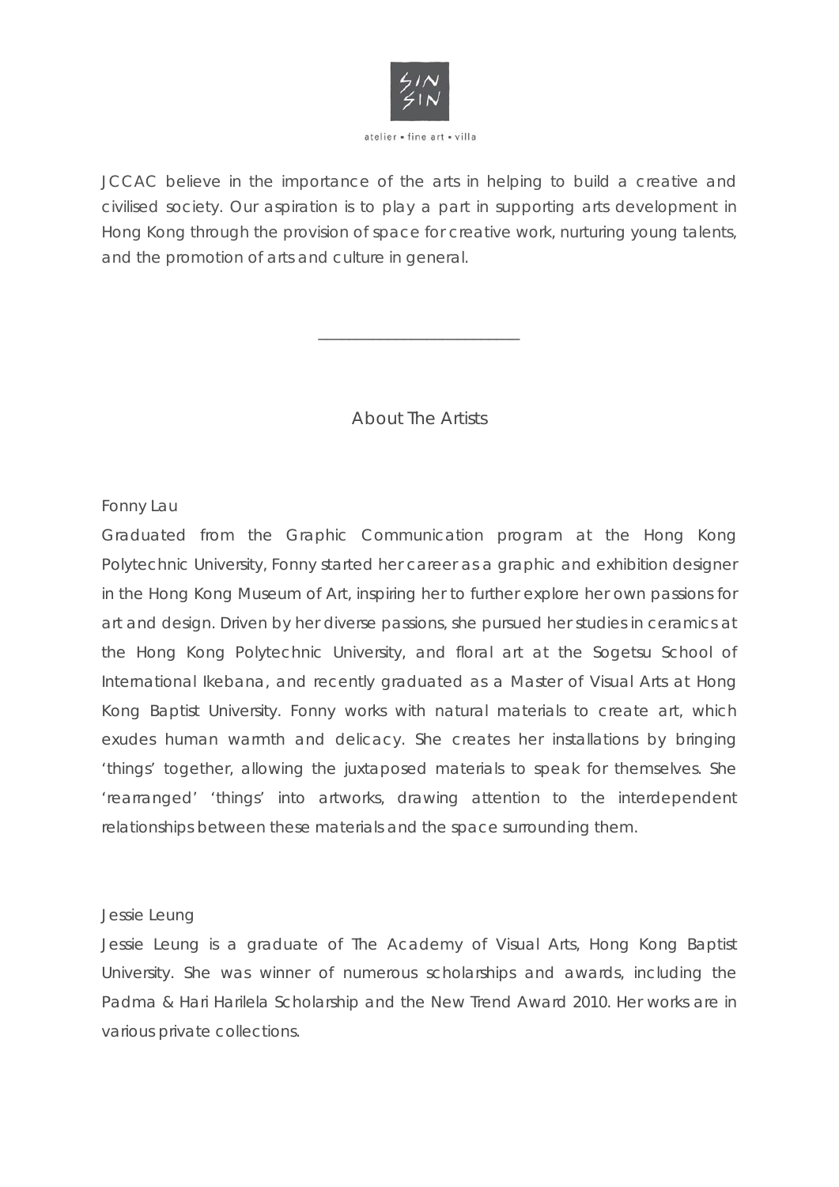JCCAC believe in the importance of the arts in helping to build a creative and civilised society. Our aspiration is to play a part in supporting arts development in Hong Kong through the provision of space for creative work, nurturing young talents, and the promotion of arts and culture in general.

---

## About The Artists

Fonny Lau

Graduated from the Graphic Communication program at the Hong Kong Polytechnic University, Fonny started her career as a graphic and exhibition designer in the Hong Kong Museum of Art, inspiring her to further explore her own passions for art and design. Driven by her diverse passions, she pursued her studies in ceramics at the Hong Kong Polytechnic University, and floral art at the Sogetsu School of International Ikebana, and recently graduated as a Master of Visual Arts at Hong Kong Baptist University. Fonny works with natural materials to create art, which exudes human warmth and delicacy. She creates her installations by bringing 'things' together, allowing the juxtaposed materials to speak for themselves. She 'rearranged' 'things' into artworks, drawing attention to the interdependent relationships between these materials and the space surrounding them.

Jessie Leung

Jessie Leung is a graduate of The Academy of Visual Arts, Hong Kong Baptist University. She was winner of numerous scholarships and awards, including the Padma & Hari Harilela Scholarship and the New Trend Award 2010. Her works are in various private collections.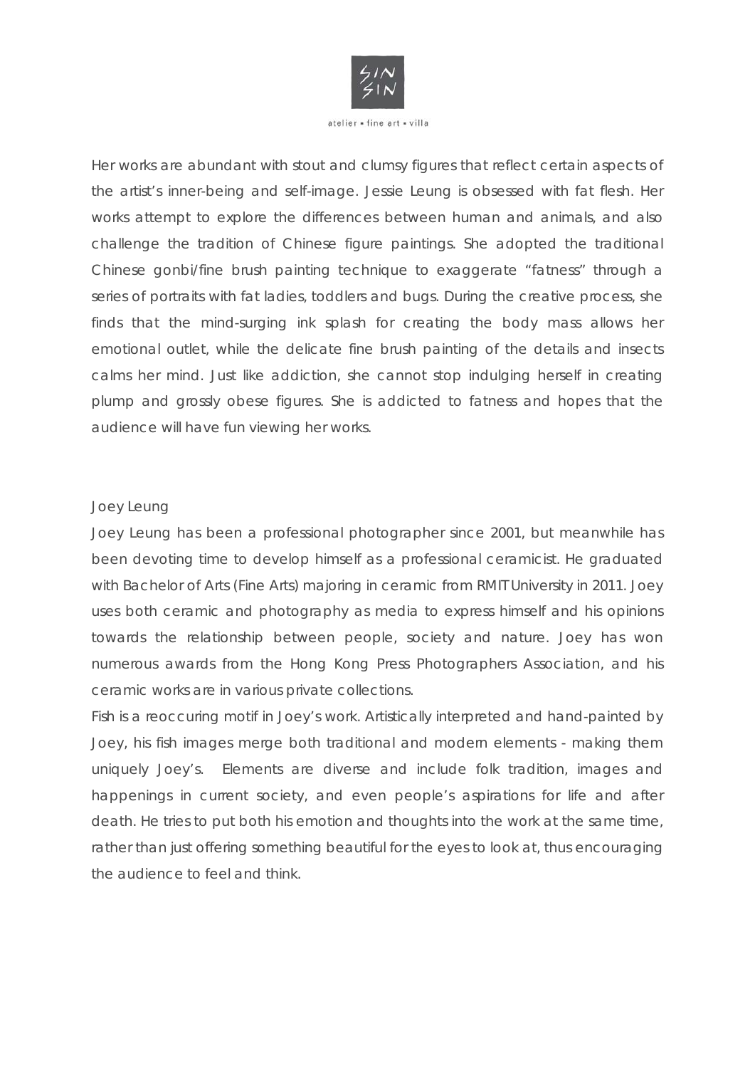Her works are abundant with stout and clumsy figures that reflect certain aspects of the artist's inner-being and self-image. Jessie Leung is obsessed with fat flesh. Her works attempt to explore the differences between human and animals, and also challenge the tradition of Chinese figure paintings. She adopted the traditional Chinese gonbi/fine brush painting technique to exaggerate "fatness" through a series of portraits with fat ladies, toddlers and bugs. During the creative process, she finds that the mind-surging ink splash for creating the body mass allows her emotional outlet, while the delicate fine brush painting of the details and insects calms her mind. Just like addiction, she cannot stop indulging herself in creating plump and grossly obese figures. She is addicted to fatness and hopes that the audience will have fun viewing her works.

Joey Leung

Joey Leung has been a professional photographer since 2001, but meanwhile has been devoting time to develop himself as a professional ceramicist. He graduated with Bachelor of Arts (Fine Arts) majoring in ceramic from RMIT University in 2011. Joey uses both ceramic and photography as media to express himself and his opinions towards the relationship between people, society and nature. Joey has won numerous awards from the Hong Kong Press Photographers Association, and his ceramic works are in various private collections.

Fish is a reoccuring motif in Joey's work. Artistically interpreted and hand-painted by Joey, his fish images merge both traditional and modern elements - making them uniquely Joey's. Elements are diverse and include folk tradition, images and happenings in current society, and even people's aspirations for life and after death. He tries to put both his emotion and thoughts into the work at the same time, rather than just offering something beautiful for the eyes to look at, thus encouraging the audience to feel and think.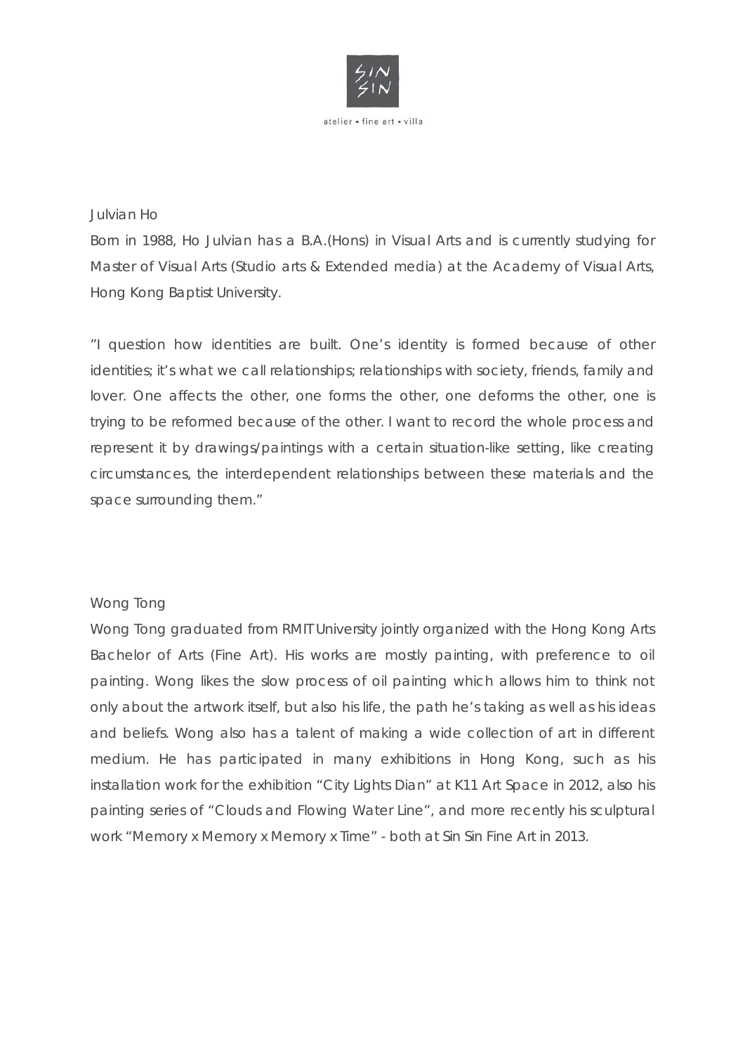Julvian Ho

Born in 1988, Ho Julvian has a B.A.(Hons) in Visual Arts and is currently studying for Master of Visual Arts (Studio arts & Extended media) at the Academy of Visual Arts, Hong Kong Baptist University.

"I question how identities are built. One's identity is formed because of other identities; it's what we call relationships; relationships with society, friends, family and lover. One affects the other, one forms the other, one deforms the other, one is trying to be reformed because of the other. I want to record the whole process and represent it by drawings/paintings with a certain situation-like setting, like creating circumstances, the interdependent relationships between these materials and the space surrounding them."

Wong Tong

Wong Tong graduated from RMIT University jointly organized with the Hong Kong Arts Bachelor of Arts (Fine Art). His works are mostly painting, with preference to oil painting. Wong likes the slow process of oil painting which allows him to think not only about the artwork itself, but also his life, the path he's taking as well as his ideas and beliefs. Wong also has a talent of making a wide collection of art in different medium. He has participated in many exhibitions in Hong Kong, such as his installation work for the exhibition "City Lights Dian" at K11 Art Space in 2012, also his painting series of "Clouds and Flowing Water Line", and more recently his sculptural work "Memory x Memory x Memory x Time" - both at Sin Sin Fine Art in 2013.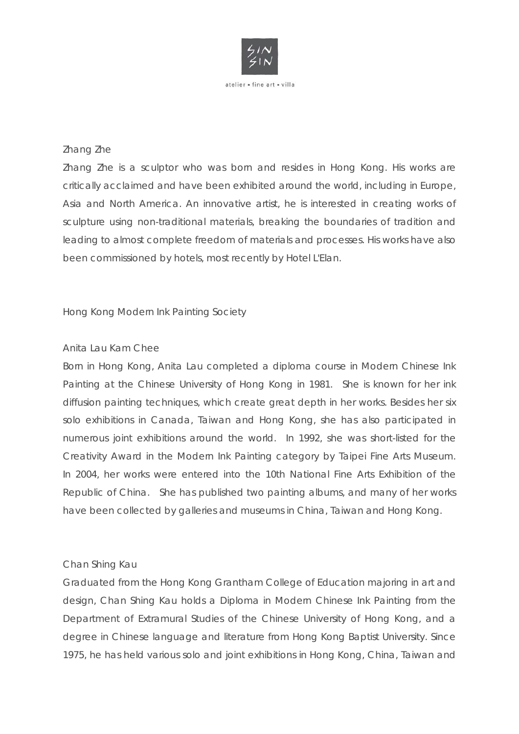## Zhang Zhe

Zhang Zhe is a sculptor who was born and resides in Hong Kong. His works are critically acclaimed and have been exhibited around the world, including in Europe, Asia and North America. An innovative artist, he is interested in creating works of sculpture using non-traditional materials, breaking the boundaries of tradition and leading to almost complete freedom of materials and processes. His works have also been commissioned by hotels, most recently by Hotel L'Elan.

## Hong Kong Modern Ink Painting Society

### Anita Lau Kam Chee

Born in Hong Kong, Anita Lau completed a diploma course in Modern Chinese Ink Painting at the Chinese University of Hong Kong in 1981. She is known for her ink diffusion painting techniques, which create great depth in her works. Besides her six solo exhibitions in Canada, Taiwan and Hong Kong, she has also participated in numerous joint exhibitions around the world. In 1992, she was short-listed for the Creativity Award in the Modern Ink Painting category by Taipei Fine Arts Museum. In 2004, her works were entered into the 10th National Fine Arts Exhibition of the Republic of China. She has published two painting albums, and many of her works have been collected by galleries and museums in China, Taiwan and Hong Kong.

### Chan Shing Kau

Graduated from the Hong Kong Grantham College of Education majoring in art and design, Chan Shing Kau holds a Diploma in Modern Chinese Ink Painting from the Department of Extramural Studies of the Chinese University of Hong Kong, and a degree in Chinese language and literature from Hong Kong Baptist University. Since 1975, he has held various solo and joint exhibitions in Hong Kong, China, Taiwan and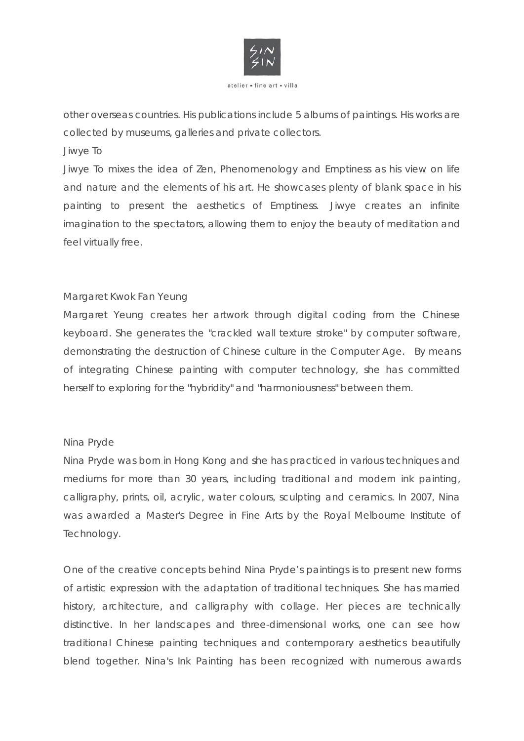other overseas countries. His publications include 5 albums of paintings. His works are collected by museums, galleries and private collectors.

Jiwye To

Jiwye To mixes the idea of Zen, Phenomenology and Emptiness as his view on life and nature and the elements of his art. He showcases plenty of blank space in his painting to present the aesthetics of Emptiness. Jiwye creates an infinite imagination to the spectators, allowing them to enjoy the beauty of meditation and feel virtually free.

Margaret Kwok Fan Yeung

Margaret Yeung creates her artwork through digital coding from the Chinese keyboard. She generates the "crackled wall texture stroke" by computer software, demonstrating the destruction of Chinese culture in the Computer Age. By means of integrating Chinese painting with computer technology, she has committed herself to exploring for the "hybridity" and "harmoniousness" between them.

Nina Pryde

Nina Pryde was born in Hong Kong and she has practiced in various techniques and mediums for more than 30 years, including traditional and modern ink painting, calligraphy, prints, oil, acrylic, water colours, sculpting and ceramics. In 2007, Nina was awarded a Master's Degree in Fine Arts by the Royal Melbourne Institute of Technology.

One of the creative concepts behind Nina Pryde's paintings is to present new forms of artistic expression with the adaptation of traditional techniques. She has married history, architecture, and calligraphy with collage. Her pieces are technically distinctive. In her landscapes and three-dimensional works, one can see how traditional Chinese painting techniques and contemporary aesthetics beautifully blend together. Nina's Ink Painting has been recognized with numerous awards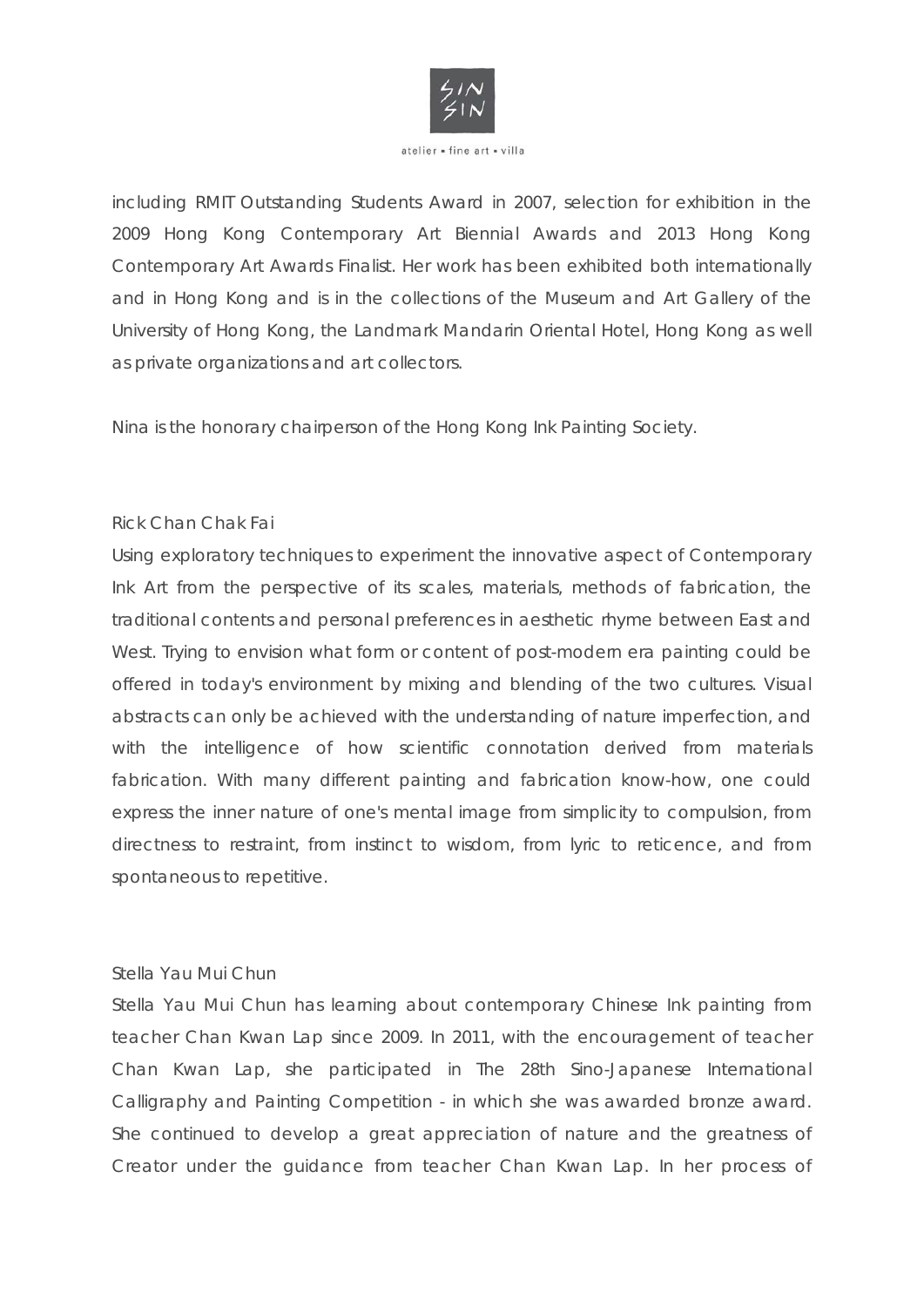including RMIT Outstanding Students Award in 2007, selection for exhibition in the 2009 Hong Kong Contemporary Art Biennial Awards and 2013 Hong Kong Contemporary Art Awards Finalist. Her work has been exhibited both internationally and in Hong Kong and is in the collections of the Museum and Art Gallery of the University of Hong Kong, the Landmark Mandarin Oriental Hotel, Hong Kong as well as private organizations and art collectors.

Nina is the honorary chairperson of the Hong Kong Ink Painting Society.

Rick Chan Chak Fai

Using exploratory techniques to experiment the innovative aspect of Contemporary Ink Art from the perspective of its scales, materials, methods of fabrication, the traditional contents and personal preferences in aesthetic rhyme between East and West. Trying to envision what form or content of post-modern era painting could be offered in today's environment by mixing and blending of the two cultures. Visual abstracts can only be achieved with the understanding of nature imperfection, and with the intelligence of how scientific connotation derived from materials fabrication. With many different painting and fabrication know-how, one could express the inner nature of one's mental image from simplicity to compulsion, from directness to restraint, from instinct to wisdom, from lyric to reticence, and from spontaneous to repetitive.

Stella Yau Mui Chun

Stella Yau Mui Chun has learning about contemporary Chinese Ink painting from teacher Chan Kwan Lap since 2009. In 2011, with the encouragement of teacher Chan Kwan Lap, she participated in The 28th Sino-Japanese International Calligraphy and Painting Competition - in which she was awarded bronze award. She continued to develop a great appreciation of nature and the greatness of Creator under the guidance from teacher Chan Kwan Lap. In her process of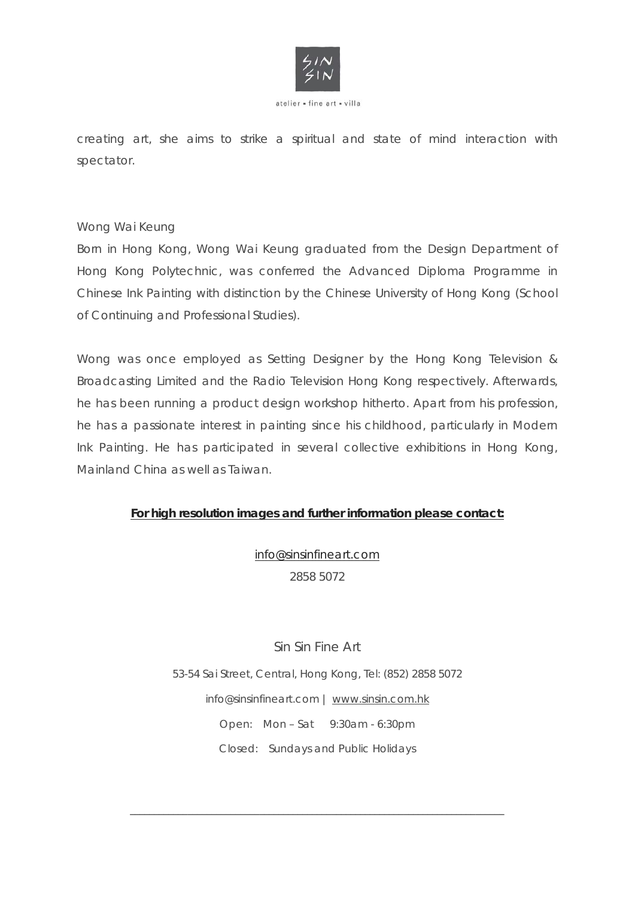creating art, she aims to strike a spiritual and state of mind interaction with spectator.

Wong Wai Keung

Born in Hong Kong, Wong Wai Keung graduated from the Design Department of Hong Kong Polytechnic, was conferred the Advanced Diploma Programme in Chinese Ink Painting with distinction by the Chinese University of Hong Kong (School of Continuing and Professional Studies).

Wong was once employed as Setting Designer by the Hong Kong Television & Broadcasting Limited and the Radio Television Hong Kong respectively. Afterwards, he has been running a product design workshop hitherto. Apart from his profession, he has a passionate interest in painting since his childhood, particularly in Modern Ink Painting. He has participated in several collective exhibitions in Hong Kong, Mainland China as well as Taiwan.

**For high resolution images and further information please contact:**

info@sinsinfineart.com

2858 5072

Sin Sin Fine Art

53-54 Sai Street, Central, Hong Kong, Tel: (852) 2858 5072

info@sinsinfineart.com | www.sinsin.com.hk

Open: Mon – Sat 9:30am - 6:30pm

Closed: Sundays and Public Holidays